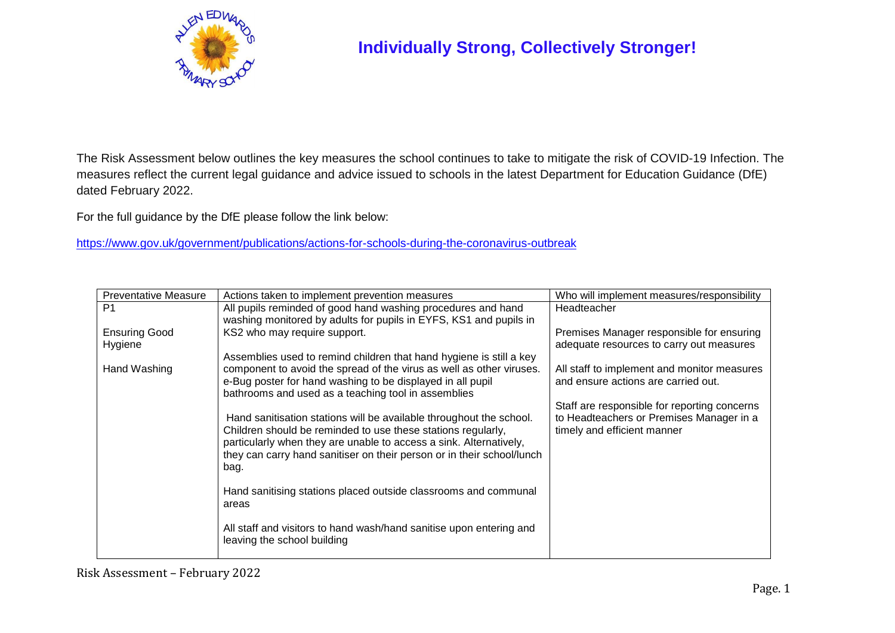# Individually Strong, Collectively Stronger!

The Risk Assessment below outlines the key measures the school continues to take to mitigate the risk of COVID-19 Infection. The measures reflect the current legal guidance and advice issued to schools in the latest Department for Education Guidance (DfE) dated February 2022.

For the full guidance by the DfE please follow the link below:

https://www.gov.uk/government/publications/actions-for-schools-during-the-coronavirus-outbreak

| Preventative Measure | Actions taken to implement prevention measures | Who will implement measures/responsibility |
|---|---|---|
| P1<br><br>Ensuring Good Hygiene<br><br>Hand Washing | All pupils reminded of good hand washing procedures and hand washing monitored by adults for pupils in EYFS, KS1 and pupils in KS2 who may require support.<br><br>Assemblies used to remind children that hand hygiene is still a key component to avoid the spread of the virus as well as other viruses. e-Bug poster for hand washing to be displayed in all pupil bathrooms and used as a teaching tool in assemblies<br><br>Hand sanitisation stations will be available throughout the school. Children should be reminded to use these stations regularly, particularly when they are unable to access a sink. Alternatively, they can carry hand sanitiser on their person or in their school/lunch bag.<br><br>Hand sanitising stations placed outside classrooms and communal areas<br><br>All staff and visitors to hand wash/hand sanitise upon entering and leaving the school building | Headteacher<br><br>Premises Manager responsible for ensuring adequate resources to carry out measures<br><br>All staff to implement and monitor measures and ensure actions are carried out.<br><br>Staff are responsible for reporting concerns to Headteachers or Premises Manager in a timely and efficient manner |

Risk Assessment – February 2022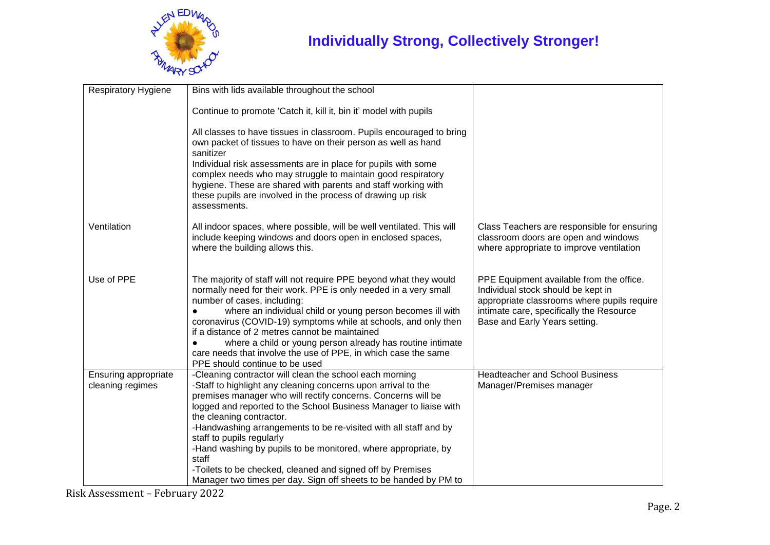| | | |
|---|---|---|
| Respiratory Hygiene | Bins with lids available throughout the school<br><br>Continue to promote 'Catch it, kill it, bin it' model with pupils<br><br>All classes to have tissues in classroom. Pupils encouraged to bring own packet of tissues to have on their person as well as hand sanitizer<br>Individual risk assessments are in place for pupils with some complex needs who may struggle to maintain good respiratory hygiene. These are shared with parents and staff working with these pupils are involved in the process of drawing up risk assessments. | |
| Ventilation | All indoor spaces, where possible, will be well ventilated. This will include keeping windows and doors open in enclosed spaces, where the building allows this. | Class Teachers are responsible for ensuring classroom doors are open and windows where appropriate to improve ventilation |
| Use of PPE | The majority of staff will not require PPE beyond what they would normally need for their work. PPE is only needed in a very small number of cases, including:<br>● where an individual child or young person becomes ill with coronavirus (COVID-19) symptoms while at schools, and only then if a distance of 2 metres cannot be maintained<br>● where a child or young person already has routine intimate care needs that involve the use of PPE, in which case the same PPE should continue to be used | PPE Equipment available from the office. Individual stock should be kept in appropriate classrooms where pupils require intimate care, specifically the Resource Base and Early Years setting. |
| Ensuring appropriate cleaning regimes | -Cleaning contractor will clean the school each morning<br>-Staff to highlight any cleaning concerns upon arrival to the premises manager who will rectify concerns. Concerns will be logged and reported to the School Business Manager to liaise with the cleaning contractor.<br>-Handwashing arrangements to be re-visited with all staff and by staff to pupils regularly<br>-Hand washing by pupils to be monitored, where appropriate, by staff<br>-Toilets to be checked, cleaned and signed off by Premises Manager two times per day. Sign off sheets to be handed by PM to | Headteacher and School Business Manager/Premises manager |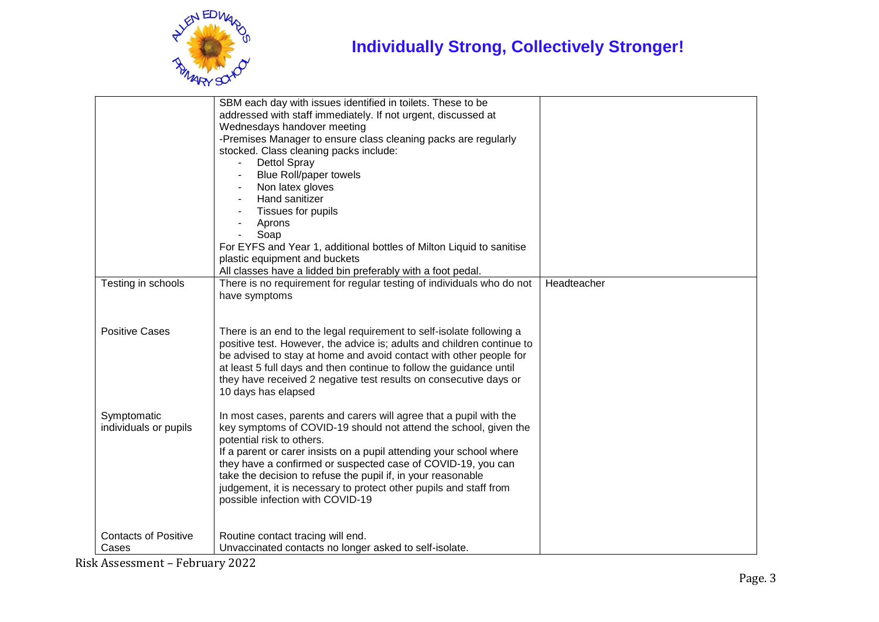| | | |
|---|---|---|
| | SBM each day with issues identified in toilets. These to be addressed with staff immediately. If not urgent, discussed at Wednesdays handover meeting<br>-Premises Manager to ensure class cleaning packs are regularly stocked. Class cleaning packs include:<br>- Dettol Spray<br>- Blue Roll/paper towels<br>- Non latex gloves<br>- Hand sanitizer<br>- Tissues for pupils<br>- Aprons<br>- Soap<br>For EYFS and Year 1, additional bottles of Milton Liquid to sanitise plastic equipment and buckets<br>All classes have a lidded bin preferably with a foot pedal. | |
| Testing in schools<br><br><br>Positive Cases<br><br><br><br><br><br><br>Symptomatic individuals or pupils<br><br><br><br><br><br><br><br><br>Contacts of Positive Cases | There is no requirement for regular testing of individuals who do not have symptoms<br><br><br>There is an end to the legal requirement to self-isolate following a positive test. However, the advice is; adults and children continue to be advised to stay at home and avoid contact with other people for at least 5 full days and then continue to follow the guidance until they have received 2 negative test results on consecutive days or 10 days has elapsed<br><br>In most cases, parents and carers will agree that a pupil with the key symptoms of COVID-19 should not attend the school, given the potential risk to others.<br>If a parent or carer insists on a pupil attending your school where they have a confirmed or suspected case of COVID-19, you can take the decision to refuse the pupil if, in your reasonable judgement, it is necessary to protect other pupils and staff from possible infection with COVID-19<br><br><br>Routine contact tracing will end.<br>Unvaccinated contacts no longer asked to self-isolate. | Headteacher |

Risk Assessment – February 2022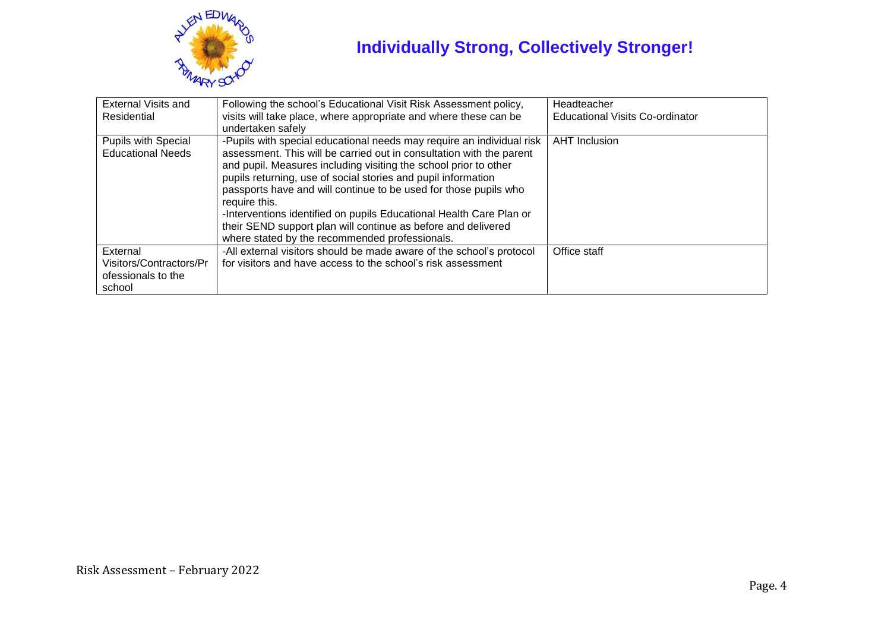**Individually Strong, Collectively Stronger!**

| | | |
|---|---|---|
| External Visits and Residential | Following the school's Educational Visit Risk Assessment policy, visits will take place, where appropriate and where these can be undertaken safely | Headteacher<br>Educational Visits Co-ordinator |
| Pupils with Special Educational Needs | -Pupils with special educational needs may require an individual risk assessment. This will be carried out in consultation with the parent and pupil. Measures including visiting the school prior to other pupils returning, use of social stories and pupil information passports have and will continue to be used for those pupils who require this.<br>-Interventions identified on pupils Educational Health Care Plan or their SEND support plan will continue as before and delivered where stated by the recommended professionals. | AHT Inclusion |
| External Visitors/Contractors/Professionals to the school | -All external visitors should be made aware of the school's protocol for visitors and have access to the school's risk assessment | Office staff |

Risk Assessment – February 2022